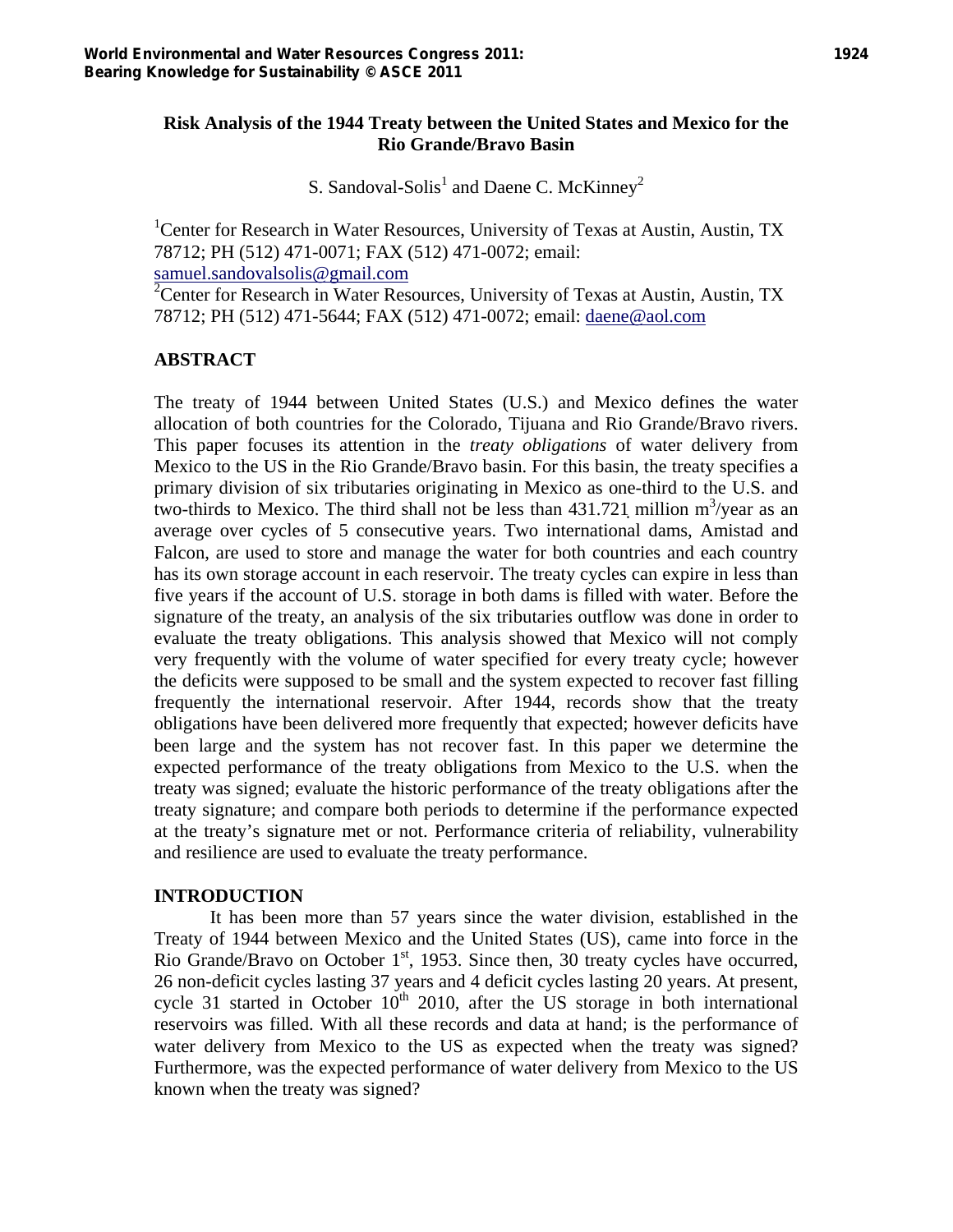# Risk Analysis of the 1944 Treaty between the United States and Mexico for the Rio Grande/Bravo Basin

S. Sandoval-Solis[1] and Daene C. McKinney[2]

[1]Center for Research in Water Resources, University of Texas at Austin, Austin, TX 78712; PH (512) 471-0071; FAX (512) 471-0072; email: samuel.sandovalsolis@gmail.com

[2]Center for Research in Water Resources, University of Texas at Austin, Austin, TX 78712; PH (512) 471-5644; FAX (512) 471-0072; email: daene@aol.com

## ABSTRACT

The treaty of 1944 between United States (U.S.) and Mexico defines the water allocation of both countries for the Colorado, Tijuana and Rio Grande/Bravo rivers. This paper focuses its attention in the *treaty obligations* of water delivery from Mexico to the US in the Rio Grande/Bravo basin. For this basin, the treaty specifies a primary division of six tributaries originating in Mexico as one-third to the U.S. and two-thirds to Mexico. The third shall not be less than 431.721 million $m^3$/year as an average over cycles of 5 consecutive years. Two international dams, Amistad and Falcon, are used to store and manage the water for both countries and each country has its own storage account in each reservoir. The treaty cycles can expire in less than five years if the account of U.S. storage in both dams is filled with water. Before the signature of the treaty, an analysis of the six tributaries outflow was done in order to evaluate the treaty obligations. This analysis showed that Mexico will not comply very frequently with the volume of water specified for every treaty cycle; however the deficits were supposed to be small and the system expected to recover fast filling frequently the international reservoir. After 1944, records show that the treaty obligations have been delivered more frequently that expected; however deficits have been large and the system has not recover fast. In this paper we determine the expected performance of the treaty obligations from Mexico to the U.S. when the treaty was signed; evaluate the historic performance of the treaty obligations after the treaty signature; and compare both periods to determine if the performance expected at the treaty's signature met or not. Performance criteria of reliability, vulnerability and resilience are used to evaluate the treaty performance.

## INTRODUCTION

It has been more than 57 years since the water division, established in the Treaty of 1944 between Mexico and the United States (US), came into force in the Rio Grande/Bravo on October 1st, 1953. Since then, 30 treaty cycles have occurred, 26 non-deficit cycles lasting 37 years and 4 deficit cycles lasting 20 years. At present, cycle 31 started in October 10th 2010, after the US storage in both international reservoirs was filled. With all these records and data at hand; is the performance of water delivery from Mexico to the US as expected when the treaty was signed? Furthermore, was the expected performance of water delivery from Mexico to the US known when the treaty was signed?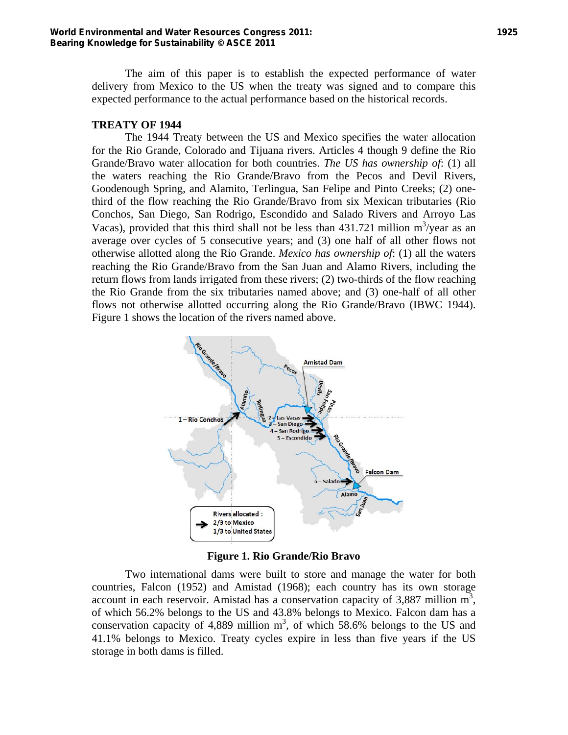The aim of this paper is to establish the expected performance of water delivery from Mexico to the US when the treaty was signed and to compare this expected performance to the actual performance based on the historical records.

## TREATY OF 1944

The 1944 Treaty between the US and Mexico specifies the water allocation for the Rio Grande, Colorado and Tijuana rivers. Articles 4 though 9 define the Rio Grande/Bravo water allocation for both countries. *The US has ownership of*: (1) all the waters reaching the Rio Grande/Bravo from the Pecos and Devil Rivers, Goodenough Spring, and Alamito, Terlingua, San Felipe and Pinto Creeks; (2) one-third of the flow reaching the Rio Grande/Bravo from six Mexican tributaries (Rio Conchos, San Diego, San Rodrigo, Escondido and Salado Rivers and Arroyo Las Vacas), provided that this third shall not be less than 431.721 million $m^3$/year as an average over cycles of 5 consecutive years; and (3) one half of all other flows not otherwise allotted along the Rio Grande. *Mexico has ownership of*: (1) all the waters reaching the Rio Grande/Bravo from the San Juan and Alamo Rivers, including the return flows from lands irrigated from these rivers; (2) two-thirds of the flow reaching the Rio Grande from the six tributaries named above; and (3) one-half of all other flows not otherwise allotted occurring along the Rio Grande/Bravo (IBWC 1944). Figure 1 shows the location of the rivers named above.

**Figure 1. Rio Grande/Rio Bravo**

Two international dams were built to store and manage the water for both countries, Falcon (1952) and Amistad (1968); each country has its own storage account in each reservoir. Amistad has a conservation capacity of 3,887 million $m^3$, of which 56.2% belongs to the US and 43.8% belongs to Mexico. Falcon dam has a conservation capacity of 4,889 million $m^3$, of which 58.6% belongs to the US and 41.1% belongs to Mexico. Treaty cycles expire in less than five years if the US storage in both dams is filled.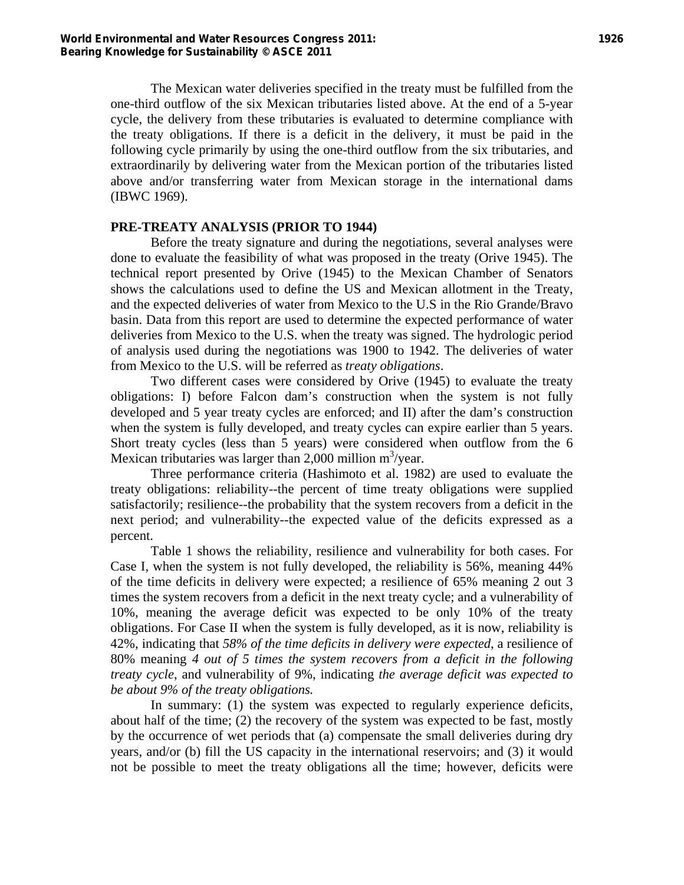The Mexican water deliveries specified in the treaty must be fulfilled from the one-third outflow of the six Mexican tributaries listed above. At the end of a 5-year cycle, the delivery from these tributaries is evaluated to determine compliance with the treaty obligations. If there is a deficit in the delivery, it must be paid in the following cycle primarily by using the one-third outflow from the six tributaries, and extraordinarily by delivering water from the Mexican portion of the tributaries listed above and/or transferring water from Mexican storage in the international dams (IBWC 1969).

## PRE-TREATY ANALYSIS (PRIOR TO 1944)

Before the treaty signature and during the negotiations, several analyses were done to evaluate the feasibility of what was proposed in the treaty (Orive 1945). The technical report presented by Orive (1945) to the Mexican Chamber of Senators shows the calculations used to define the US and Mexican allotment in the Treaty, and the expected deliveries of water from Mexico to the U.S in the Rio Grande/Bravo basin. Data from this report are used to determine the expected performance of water deliveries from Mexico to the U.S. when the treaty was signed. The hydrologic period of analysis used during the negotiations was 1900 to 1942. The deliveries of water from Mexico to the U.S. will be referred as *treaty obligations*.

Two different cases were considered by Orive (1945) to evaluate the treaty obligations: I) before Falcon dam's construction when the system is not fully developed and 5 year treaty cycles are enforced; and II) after the dam's construction when the system is fully developed, and treaty cycles can expire earlier than 5 years. Short treaty cycles (less than 5 years) were considered when outflow from the 6 Mexican tributaries was larger than 2,000 million $m^3$/year.

Three performance criteria (Hashimoto et al. 1982) are used to evaluate the treaty obligations: reliability--the percent of time treaty obligations were supplied satisfactorily; resilience--the probability that the system recovers from a deficit in the next period; and vulnerability--the expected value of the deficits expressed as a percent.

Table 1 shows the reliability, resilience and vulnerability for both cases. For Case I, when the system is not fully developed, the reliability is 56%, meaning 44% of the time deficits in delivery were expected; a resilience of 65% meaning 2 out 3 times the system recovers from a deficit in the next treaty cycle; and a vulnerability of 10%, meaning the average deficit was expected to be only 10% of the treaty obligations. For Case II when the system is fully developed, as it is now, reliability is 42%, indicating that *58% of the time deficits in delivery were expected*, a resilience of 80% meaning *4 out of 5 times the system recovers from a deficit in the following treaty cycle*, and vulnerability of 9%, indicating *the average deficit was expected to be about 9% of the treaty obligations.*

In summary: (1) the system was expected to regularly experience deficits, about half of the time; (2) the recovery of the system was expected to be fast, mostly by the occurrence of wet periods that (a) compensate the small deliveries during dry years, and/or (b) fill the US capacity in the international reservoirs; and (3) it would not be possible to meet the treaty obligations all the time; however, deficits were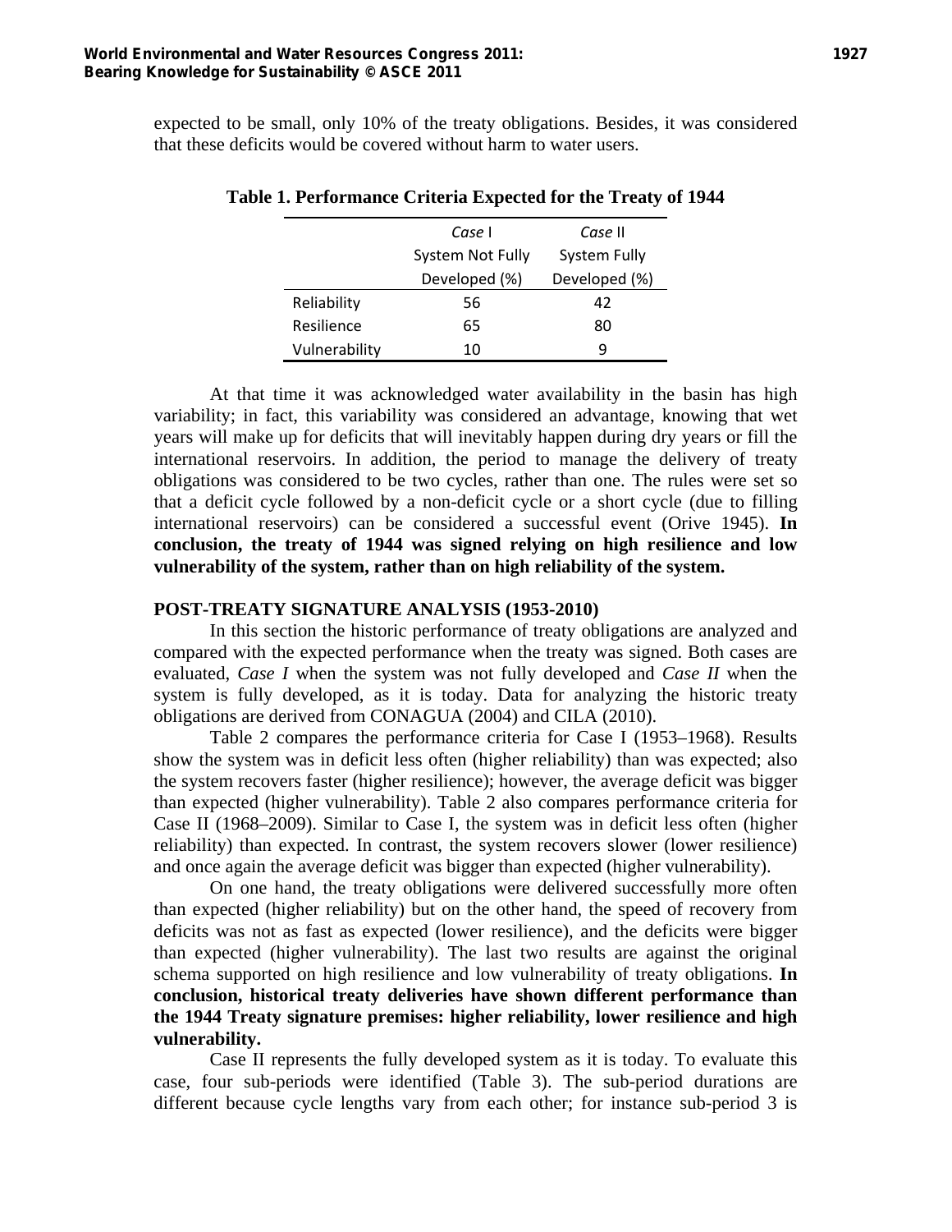expected to be small, only 10% of the treaty obligations. Besides, it was considered that these deficits would be covered without harm to water users.

**Table 1. Performance Criteria Expected for the Treaty of 1944**

| | *Case* I System Not Fully Developed (%) | *Case* II System Fully Developed (%) |
|---|---|---|
| Reliability | 56 | 42 |
| Resilience | 65 | 80 |
| Vulnerability | 10 | 9 |

At that time it was acknowledged water availability in the basin has high variability; in fact, this variability was considered an advantage, knowing that wet years will make up for deficits that will inevitably happen during dry years or fill the international reservoirs. In addition, the period to manage the delivery of treaty obligations was considered to be two cycles, rather than one. The rules were set so that a deficit cycle followed by a non-deficit cycle or a short cycle (due to filling international reservoirs) can be considered a successful event (Orive 1945). **In conclusion, the treaty of 1944 was signed relying on high resilience and low vulnerability of the system, rather than on high reliability of the system.**

## POST-TREATY SIGNATURE ANALYSIS (1953-2010)

In this section the historic performance of treaty obligations are analyzed and compared with the expected performance when the treaty was signed. Both cases are evaluated, *Case I* when the system was not fully developed and *Case II* when the system is fully developed, as it is today. Data for analyzing the historic treaty obligations are derived from CONAGUA (2004) and CILA (2010).

Table 2 compares the performance criteria for Case I (1953–1968). Results show the system was in deficit less often (higher reliability) than was expected; also the system recovers faster (higher resilience); however, the average deficit was bigger than expected (higher vulnerability). Table 2 also compares performance criteria for Case II (1968–2009). Similar to Case I, the system was in deficit less often (higher reliability) than expected. In contrast, the system recovers slower (lower resilience) and once again the average deficit was bigger than expected (higher vulnerability).

On one hand, the treaty obligations were delivered successfully more often than expected (higher reliability) but on the other hand, the speed of recovery from deficits was not as fast as expected (lower resilience), and the deficits were bigger than expected (higher vulnerability). The last two results are against the original schema supported on high resilience and low vulnerability of treaty obligations. **In conclusion, historical treaty deliveries have shown different performance than the 1944 Treaty signature premises: higher reliability, lower resilience and high vulnerability.**

Case II represents the fully developed system as it is today. To evaluate this case, four sub-periods were identified (Table 3). The sub-period durations are different because cycle lengths vary from each other; for instance sub-period 3 is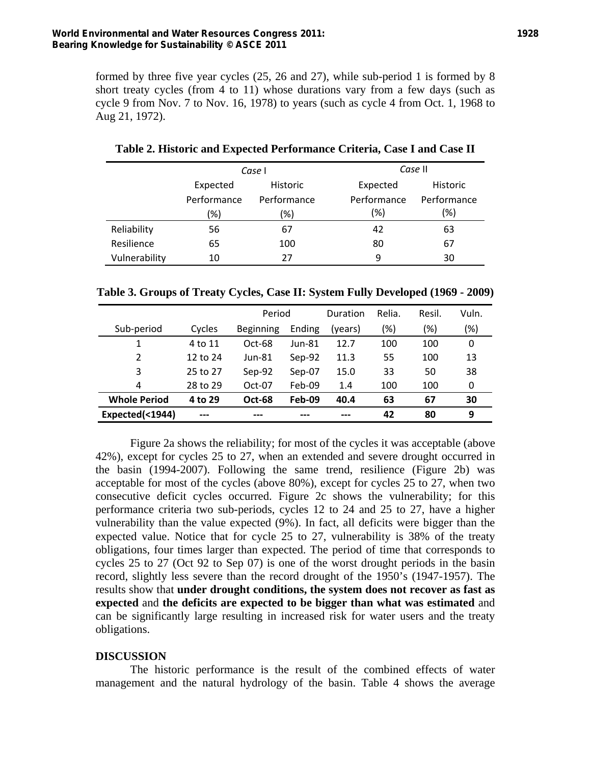formed by three five year cycles (25, 26 and 27), while sub-period 1 is formed by 8 short treaty cycles (from 4 to 11) whose durations vary from a few days (such as cycle 9 from Nov. 7 to Nov. 16, 1978) to years (such as cycle 4 from Oct. 1, 1968 to Aug 21, 1972).

**Table 2. Historic and Expected Performance Criteria, Case I and Case II**

| | *Case* I | | *Case* II | |
|---|---|---|---|---|
| | Expected Performance (%) | Historic Performance (%) | Expected Performance (%) | Historic Performance (%) |
| Reliability | 56 | 67 | 42 | 63 |
| Resilience | 65 | 100 | 80 | 67 |
| Vulnerability | 10 | 27 | 9 | 30 |

**Table 3. Groups of Treaty Cycles, Case II: System Fully Developed (1969 - 2009)**

| Sub-period | Cycles | Period Beginning | Period Ending | Duration (years) | Relia. (%) | Resil. (%) | Vuln. (%) |
|---|---|---|---|---|---|---|---|
| 1 | 4 to 11 | Oct-68 | Jun-81 | 12.7 | 100 | 100 | 0 |
| 2 | 12 to 24 | Jun-81 | Sep-92 | 11.3 | 55 | 100 | 13 |
| 3 | 25 to 27 | Sep-92 | Sep-07 | 15.0 | 33 | 50 | 38 |
| 4 | 28 to 29 | Oct-07 | Feb-09 | 1.4 | 100 | 100 | 0 |
| **Whole Period** | **4 to 29** | **Oct-68** | **Feb-09** | **40.4** | **63** | **67** | **30** |
| **Expected(<1944)** | **---** | **---** | **---** | **---** | **42** | **80** | **9** |

Figure 2a shows the reliability; for most of the cycles it was acceptable (above 42%), except for cycles 25 to 27, when an extended and severe drought occurred in the basin (1994-2007). Following the same trend, resilience (Figure 2b) was acceptable for most of the cycles (above 80%), except for cycles 25 to 27, when two consecutive deficit cycles occurred. Figure 2c shows the vulnerability; for this performance criteria two sub-periods, cycles 12 to 24 and 25 to 27, have a higher vulnerability than the value expected (9%). In fact, all deficits were bigger than the expected value. Notice that for cycle 25 to 27, vulnerability is 38% of the treaty obligations, four times larger than expected. The period of time that corresponds to cycles 25 to 27 (Oct 92 to Sep 07) is one of the worst drought periods in the basin record, slightly less severe than the record drought of the 1950's (1947-1957). The results show that **under drought conditions, the system does not recover as fast as expected** and **the deficits are expected to be bigger than what was estimated** and can be significantly large resulting in increased risk for water users and the treaty obligations.

## DISCUSSION

The historic performance is the result of the combined effects of water management and the natural hydrology of the basin. Table 4 shows the average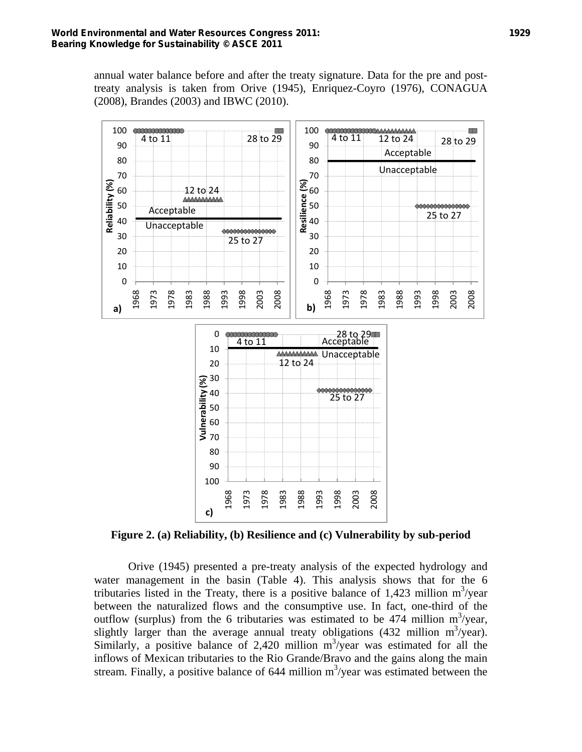annual water balance before and after the treaty signature. Data for the pre and post-treaty analysis is taken from Orive (1945), Enriquez-Coyro (1976), CONAGUA (2008), Brandes (2003) and IBWC (2010).

**Figure 2. (a) Reliability, (b) Resilience and (c) Vulnerability by sub-period**

Orive (1945) presented a pre-treaty analysis of the expected hydrology and water management in the basin (Table 4). This analysis shows that for the 6 tributaries listed in the Treaty, there is a positive balance of 1,423 million $m^3$/year between the naturalized flows and the consumptive use. In fact, one-third of the outflow (surplus) from the 6 tributaries was estimated to be 474 million $m^3$/year, slightly larger than the average annual treaty obligations (432 million $m^3$/year). Similarly, a positive balance of 2,420 million $m^3$/year was estimated for all the inflows of Mexican tributaries to the Rio Grande/Bravo and the gains along the main stream. Finally, a positive balance of 644 million $m^3$/year was estimated between the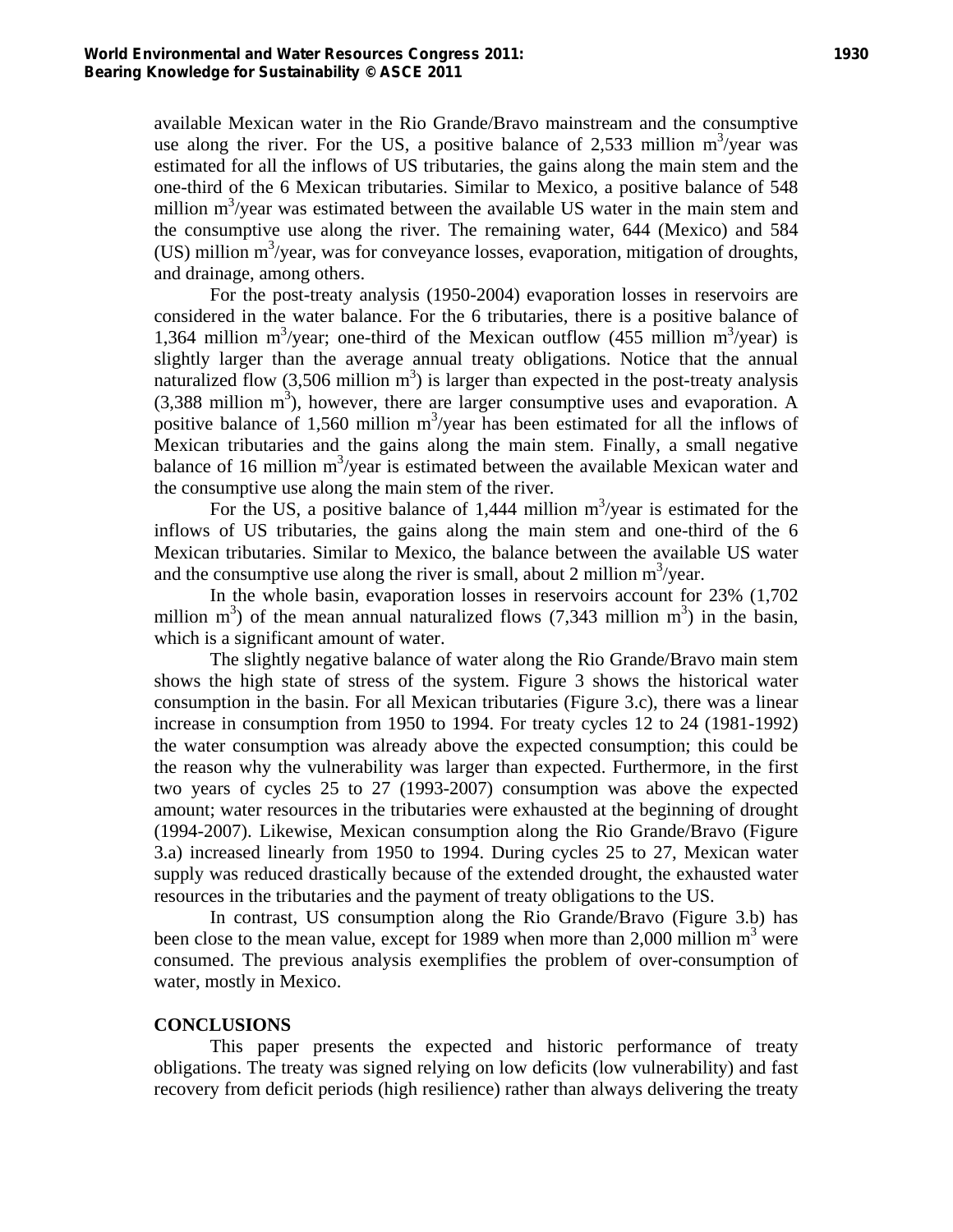available Mexican water in the Rio Grande/Bravo mainstream and the consumptive use along the river. For the US, a positive balance of 2,533 million m$^3$/year was estimated for all the inflows of US tributaries, the gains along the main stem and the one-third of the 6 Mexican tributaries. Similar to Mexico, a positive balance of 548 million m$^3$/year was estimated between the available US water in the main stem and the consumptive use along the river. The remaining water, 644 (Mexico) and 584 (US) million m$^3$/year, was for conveyance losses, evaporation, mitigation of droughts, and drainage, among others.

For the post-treaty analysis (1950-2004) evaporation losses in reservoirs are considered in the water balance. For the 6 tributaries, there is a positive balance of 1,364 million m$^3$/year; one-third of the Mexican outflow (455 million m$^3$/year) is slightly larger than the average annual treaty obligations. Notice that the annual naturalized flow (3,506 million m$^3$) is larger than expected in the post-treaty analysis (3,388 million m$^3$), however, there are larger consumptive uses and evaporation. A positive balance of 1,560 million m$^3$/year has been estimated for all the inflows of Mexican tributaries and the gains along the main stem. Finally, a small negative balance of 16 million m$^3$/year is estimated between the available Mexican water and the consumptive use along the main stem of the river.

For the US, a positive balance of 1,444 million m$^3$/year is estimated for the inflows of US tributaries, the gains along the main stem and one-third of the 6 Mexican tributaries. Similar to Mexico, the balance between the available US water and the consumptive use along the river is small, about 2 million m$^3$/year.

In the whole basin, evaporation losses in reservoirs account for 23% (1,702 million m$^3$) of the mean annual naturalized flows (7,343 million m$^3$) in the basin, which is a significant amount of water.

The slightly negative balance of water along the Rio Grande/Bravo main stem shows the high state of stress of the system. Figure 3 shows the historical water consumption in the basin. For all Mexican tributaries (Figure 3.c), there was a linear increase in consumption from 1950 to 1994. For treaty cycles 12 to 24 (1981-1992) the water consumption was already above the expected consumption; this could be the reason why the vulnerability was larger than expected. Furthermore, in the first two years of cycles 25 to 27 (1993-2007) consumption was above the expected amount; water resources in the tributaries were exhausted at the beginning of drought (1994-2007). Likewise, Mexican consumption along the Rio Grande/Bravo (Figure 3.a) increased linearly from 1950 to 1994. During cycles 25 to 27, Mexican water supply was reduced drastically because of the extended drought, the exhausted water resources in the tributaries and the payment of treaty obligations to the US.

In contrast, US consumption along the Rio Grande/Bravo (Figure 3.b) has been close to the mean value, except for 1989 when more than 2,000 million m$^3$ were consumed. The previous analysis exemplifies the problem of over-consumption of water, mostly in Mexico.

## CONCLUSIONS

This paper presents the expected and historic performance of treaty obligations. The treaty was signed relying on low deficits (low vulnerability) and fast recovery from deficit periods (high resilience) rather than always delivering the treaty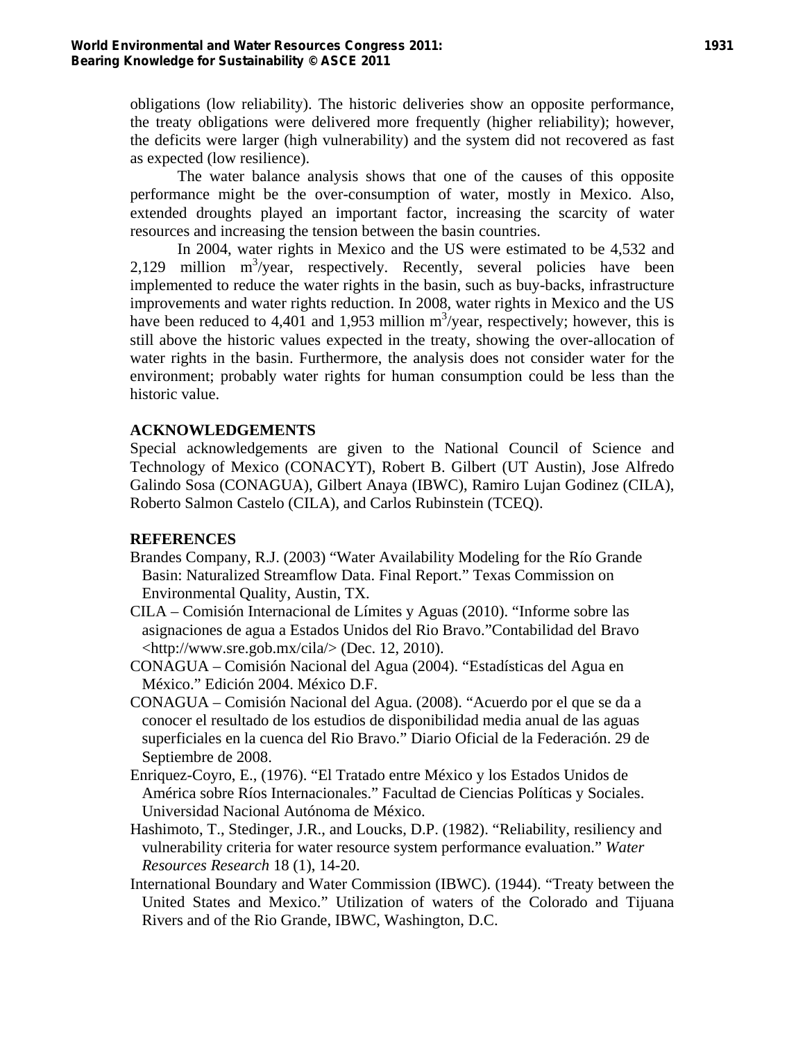obligations (low reliability). The historic deliveries show an opposite performance, the treaty obligations were delivered more frequently (higher reliability); however, the deficits were larger (high vulnerability) and the system did not recovered as fast as expected (low resilience).

The water balance analysis shows that one of the causes of this opposite performance might be the over-consumption of water, mostly in Mexico. Also, extended droughts played an important factor, increasing the scarcity of water resources and increasing the tension between the basin countries.

In 2004, water rights in Mexico and the US were estimated to be 4,532 and 2,129 million $m^3$/year, respectively. Recently, several policies have been implemented to reduce the water rights in the basin, such as buy-backs, infrastructure improvements and water rights reduction. In 2008, water rights in Mexico and the US have been reduced to 4,401 and 1,953 million $m^3$/year, respectively; however, this is still above the historic values expected in the treaty, showing the over-allocation of water rights in the basin. Furthermore, the analysis does not consider water for the environment; probably water rights for human consumption could be less than the historic value.

## ACKNOWLEDGEMENTS

Special acknowledgements are given to the National Council of Science and Technology of Mexico (CONACYT), Robert B. Gilbert (UT Austin), Jose Alfredo Galindo Sosa (CONAGUA), Gilbert Anaya (IBWC), Ramiro Lujan Godinez (CILA), Roberto Salmon Castelo (CILA), and Carlos Rubinstein (TCEQ).

## REFERENCES

Brandes Company, R.J. (2003) "Water Availability Modeling for the Río Grande Basin: Naturalized Streamflow Data. Final Report." Texas Commission on Environmental Quality, Austin, TX.

CILA – Comisión Internacional de Límites y Aguas (2010). "Informe sobre las asignaciones de agua a Estados Unidos del Rio Bravo."Contabilidad del Bravo <http://www.sre.gob.mx/cila/> (Dec. 12, 2010).

CONAGUA – Comisión Nacional del Agua (2004). "Estadísticas del Agua en México." Edición 2004. México D.F.

CONAGUA – Comisión Nacional del Agua. (2008). "Acuerdo por el que se da a conocer el resultado de los estudios de disponibilidad media anual de las aguas superficiales en la cuenca del Rio Bravo." Diario Oficial de la Federación. 29 de Septiembre de 2008.

Enriquez-Coyro, E., (1976). "El Tratado entre México y los Estados Unidos de América sobre Ríos Internacionales." Facultad de Ciencias Políticas y Sociales. Universidad Nacional Autónoma de México.

Hashimoto, T., Stedinger, J.R., and Loucks, D.P. (1982). "Reliability, resiliency and vulnerability criteria for water resource system performance evaluation." *Water Resources Research* 18 (1), 14-20.

International Boundary and Water Commission (IBWC). (1944). "Treaty between the United States and Mexico." Utilization of waters of the Colorado and Tijuana Rivers and of the Rio Grande, IBWC, Washington, D.C.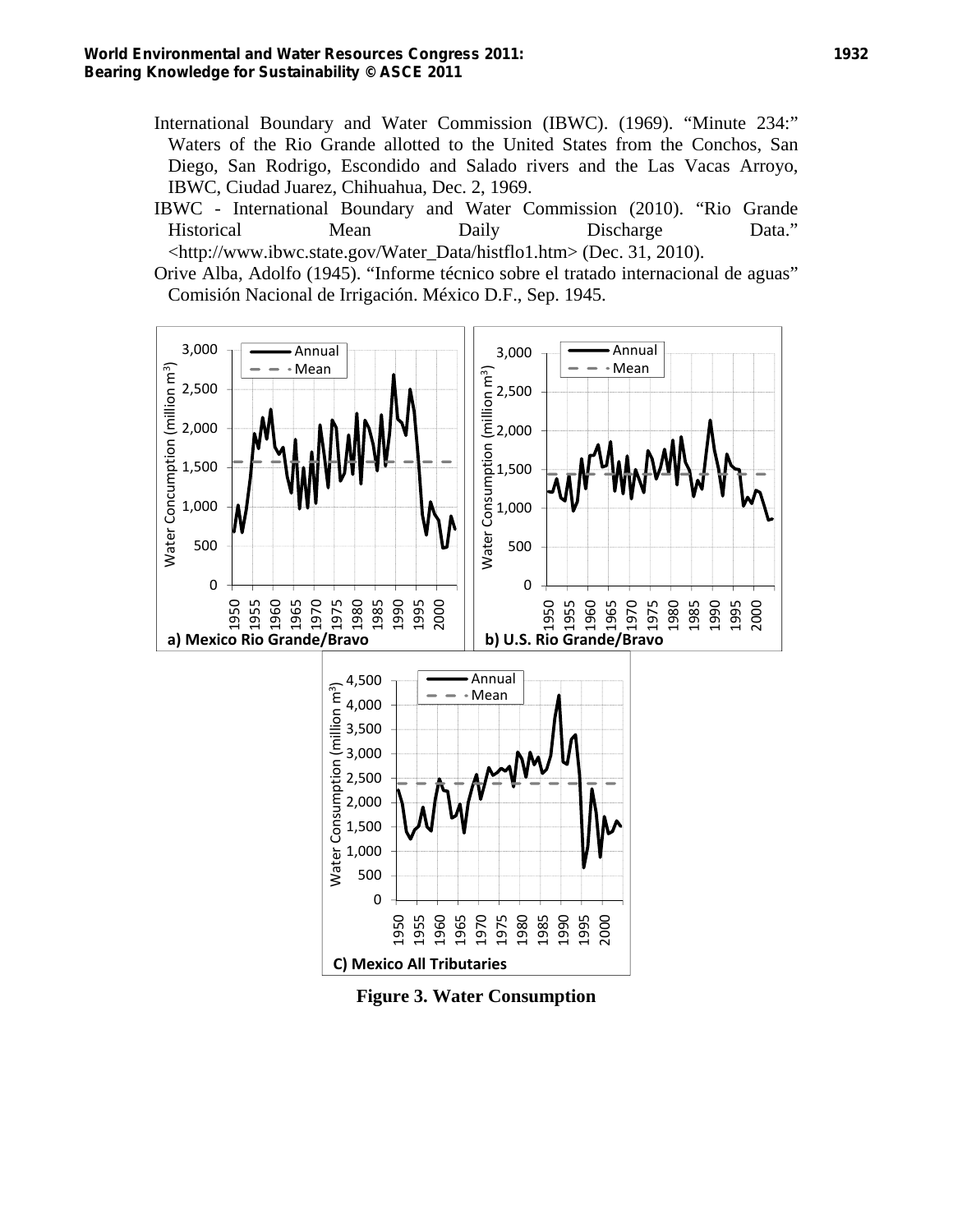International Boundary and Water Commission (IBWC). (1969). "Minute 234:" Waters of the Rio Grande allotted to the United States from the Conchos, San Diego, San Rodrigo, Escondido and Salado rivers and the Las Vacas Arroyo, IBWC, Ciudad Juarez, Chihuahua, Dec. 2, 1969.

IBWC - International Boundary and Water Commission (2010). "Rio Grande Historical Mean Daily Discharge Data." <http://www.ibwc.state.gov/Water_Data/histflo1.htm> (Dec. 31, 2010).

Orive Alba, Adolfo (1945). "Informe técnico sobre el tratado internacional de aguas" Comisión Nacional de Irrigación. México D.F., Sep. 1945.

**Figure 3. Water Consumption**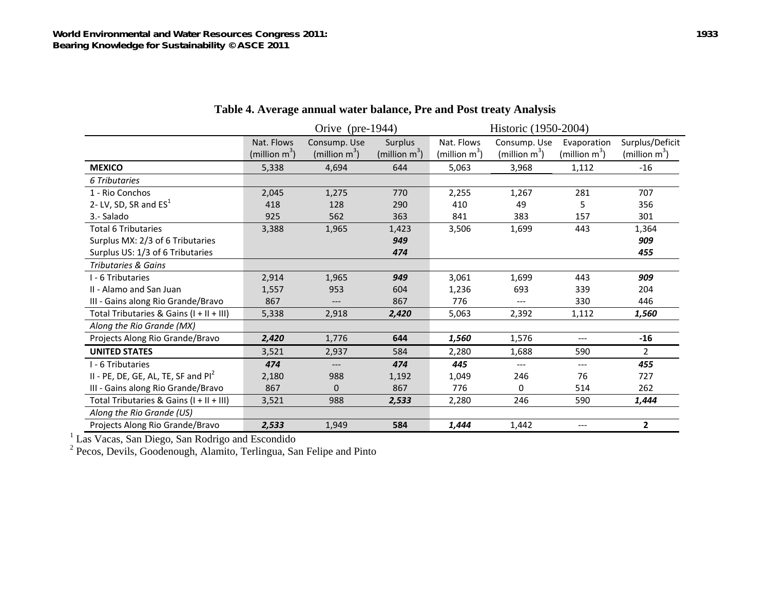**Table 4. Average annual water balance, Pre and Post treaty Analysis**

| | Orive (pre-1944) | | | Historic (1950-2004) | | | |
|---|---|---|---|---|---|---|---|
| | Nat. Flows (million $m^3$) | Consump. Use (million $m^3$) | Surplus (million $m^3$) | Nat. Flows (million $m^3$) | Consump. Use (million $m^3$) | Evaporation (million $m^3$) | Surplus/Deficit (million $m^3$) |
| **MEXICO** | 5,338 | 4,694 | 644 | 5,063 | 3,968 | 1,112 | -16 |
| *6 Tributaries* | | | | | | | |
| 1 - Rio Conchos | 2,045 | 1,275 | 770 | 2,255 | 1,267 | 281 | 707 |
| 2- LV, SD, SR and ES[1] | 418 | 128 | 290 | 410 | 49 | 5 | 356 |
| 3.- Salado | 925 | 562 | 363 | 841 | 383 | 157 | 301 |
| Total 6 Tributaries | 3,388 | 1,965 | 1,423 | 3,506 | 1,699 | 443 | 1,364 |
| Surplus MX: 2/3 of 6 Tributaries | | | ***949*** | | | | ***909*** |
| Surplus US: 1/3 of 6 Tributaries | | | ***474*** | | | | ***455*** |
| *Tributaries & Gains* | | | | | | | |
| I - 6 Tributaries | 2,914 | 1,965 | ***949*** | 3,061 | 1,699 | 443 | ***909*** |
| II - Alamo and San Juan | 1,557 | 953 | 604 | 1,236 | 693 | 339 | 204 |
| III - Gains along Rio Grande/Bravo | 867 | --- | 867 | 776 | --- | 330 | 446 |
| Total Tributaries & Gains (I + II + III) | 5,338 | 2,918 | ***2,420*** | 5,063 | 2,392 | 1,112 | ***1,560*** |
| *Along the Rio Grande (MX)* | | | | | | | |
| Projects Along Rio Grande/Bravo | ***2,420*** | 1,776 | **644** | ***1,560*** | 1,576 | --- | **-16** |
| **UNITED STATES** | 3,521 | 2,937 | 584 | 2,280 | 1,688 | 590 | 2 |
| I - 6 Tributaries | ***474*** | --- | ***474*** | ***445*** | --- | --- | ***455*** |
| II - PE, DE, GE, AL, TE, SF and PI[2] | 2,180 | 988 | 1,192 | 1,049 | 246 | 76 | 727 |
| III - Gains along Rio Grande/Bravo | 867 | 0 | 867 | 776 | 0 | 514 | 262 |
| Total Tributaries & Gains (I + II + III) | 3,521 | 988 | ***2,533*** | 2,280 | 246 | 590 | ***1,444*** |
| *Along the Rio Grande (US)* | | | | | | | |
| Projects Along Rio Grande/Bravo | ***2,533*** | 1,949 | **584** | ***1,444*** | 1,442 | --- | **2** |

[1] Las Vacas, San Diego, San Rodrigo and Escondido

[2] Pecos, Devils, Goodenough, Alamito, Terlingua, San Felipe and Pinto